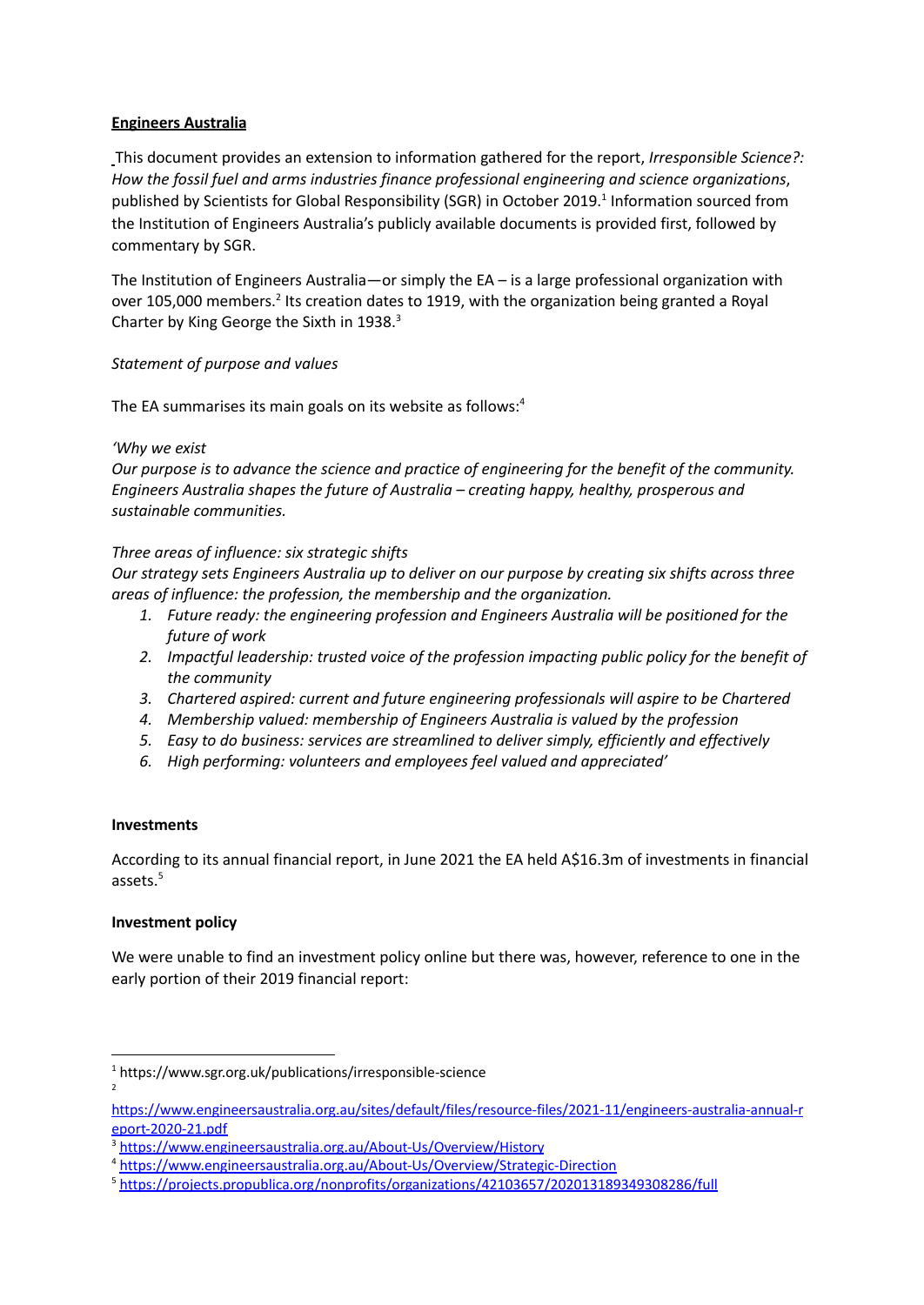**Engineers Australia**

This document provides an extension to information gathered for the report, *Irresponsible Science?: How the fossil fuel and arms industries finance professional engineering and science organizations*, published by Scientists for Global Responsibility (SGR) in October 2019.[1] Information sourced from the Institution of Engineers Australia's publicly available documents is provided first, followed by commentary by SGR.

The Institution of Engineers Australia—or simply the EA – is a large professional organization with over 105,000 members.[2] Its creation dates to 1919, with the organization being granted a Royal Charter by King George the Sixth in 1938.[3]

*Statement of purpose and values*

The EA summarises its main goals on its website as follows:[4]

*'Why we exist*
*Our purpose is to advance the science and practice of engineering for the benefit of the community. Engineers Australia shapes the future of Australia – creating happy, healthy, prosperous and sustainable communities.*

*Three areas of influence: six strategic shifts*
*Our strategy sets Engineers Australia up to deliver on our purpose by creating six shifts across three areas of influence: the profession, the membership and the organization.*

1. *Future ready: the engineering profession and Engineers Australia will be positioned for the future of work*
2. *Impactful leadership: trusted voice of the profession impacting public policy for the benefit of the community*
3. *Chartered aspired: current and future engineering professionals will aspire to be Chartered*
4. *Membership valued: membership of Engineers Australia is valued by the profession*
5. *Easy to do business: services are streamlined to deliver simply, efficiently and effectively*
6. *High performing: volunteers and employees feel valued and appreciated'*

**Investments**

According to its annual financial report, in June 2021 the EA held A$16.3m of investments in financial assets.[5]

**Investment policy**

We were unable to find an investment policy online but there was, however, reference to one in the early portion of their 2019 financial report:

---

[1] https://www.sgr.org.uk/publications/irresponsible-science

[2] https://www.engineersaustralia.org.au/sites/default/files/resource-files/2021-11/engineers-australia-annual-report-2020-21.pdf

[3] https://www.engineersaustralia.org.au/About-Us/Overview/History

[4] https://www.engineersaustralia.org.au/About-Us/Overview/Strategic-Direction

[5] https://projects.propublica.org/nonprofits/organizations/42103657/202013189349308286/full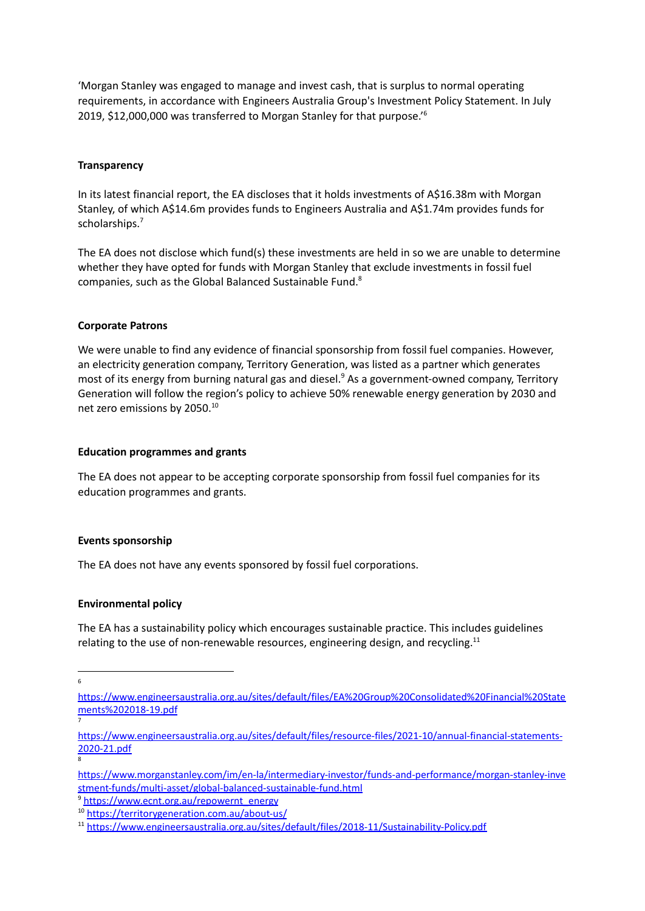'Morgan Stanley was engaged to manage and invest cash, that is surplus to normal operating requirements, in accordance with Engineers Australia Group's Investment Policy Statement. In July 2019, $12,000,000 was transferred to Morgan Stanley for that purpose.'[6]

**Transparency**

In its latest financial report, the EA discloses that it holds investments of A$16.38m with Morgan Stanley, of which A$14.6m provides funds to Engineers Australia and A$1.74m provides funds for scholarships.[7]

The EA does not disclose which fund(s) these investments are held in so we are unable to determine whether they have opted for funds with Morgan Stanley that exclude investments in fossil fuel companies, such as the Global Balanced Sustainable Fund.[8]

**Corporate Patrons**

We were unable to find any evidence of financial sponsorship from fossil fuel companies. However, an electricity generation company, Territory Generation, was listed as a partner which generates most of its energy from burning natural gas and diesel.[9] As a government-owned company, Territory Generation will follow the region's policy to achieve 50% renewable energy generation by 2030 and net zero emissions by 2050.[10]

**Education programmes and grants**

The EA does not appear to be accepting corporate sponsorship from fossil fuel companies for its education programmes and grants.

**Events sponsorship**

The EA does not have any events sponsored by fossil fuel corporations.

**Environmental policy**

The EA has a sustainability policy which encourages sustainable practice. This includes guidelines relating to the use of non-renewable resources, engineering design, and recycling.[11]

---

[6] https://www.engineersaustralia.org.au/sites/default/files/EA%20Group%20Consolidated%20Financial%20Statements%202018-19.pdf

[7] https://www.engineersaustralia.org.au/sites/default/files/resource-files/2021-10/annual-financial-statements-2020-21.pdf

[8] https://www.morganstanley.com/im/en-la/intermediary-investor/funds-and-performance/morgan-stanley-investment-funds/multi-asset/global-balanced-sustainable-fund.html

[9] https://www.ecnt.org.au/repowernt_energy

[10] https://territorygeneration.com.au/about-us/

[11] https://www.engineersaustralia.org.au/sites/default/files/2018-11/Sustainability-Policy.pdf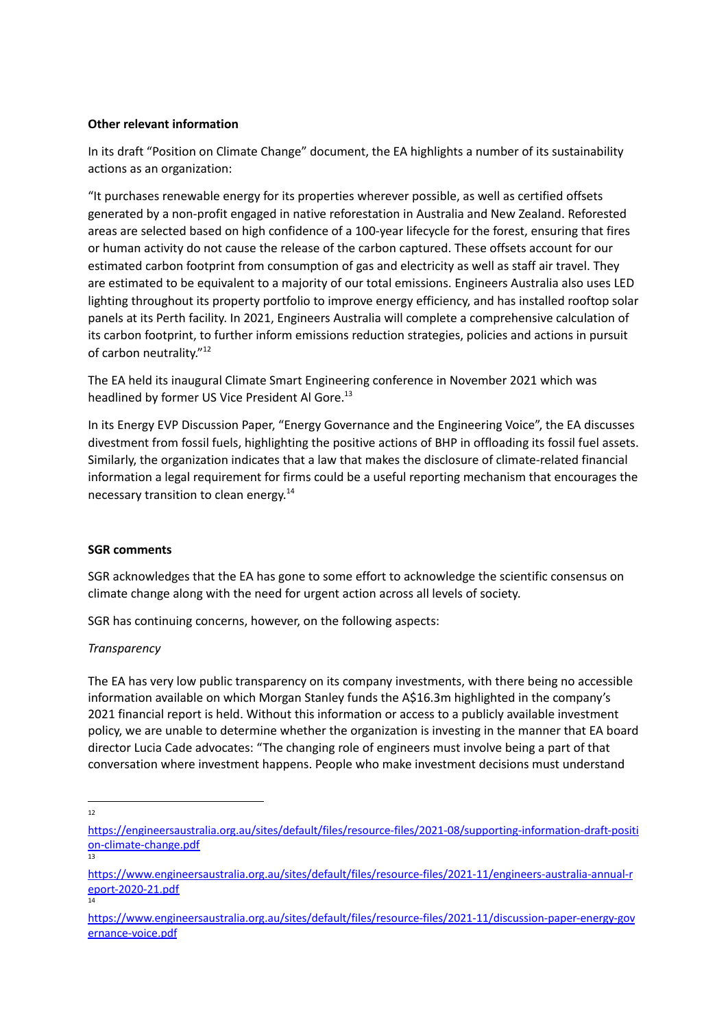**Other relevant information**

In its draft "Position on Climate Change" document, the EA highlights a number of its sustainability actions as an organization:

"It purchases renewable energy for its properties wherever possible, as well as certified offsets generated by a non-profit engaged in native reforestation in Australia and New Zealand. Reforested areas are selected based on high confidence of a 100-year lifecycle for the forest, ensuring that fires or human activity do not cause the release of the carbon captured. These offsets account for our estimated carbon footprint from consumption of gas and electricity as well as staff air travel. They are estimated to be equivalent to a majority of our total emissions. Engineers Australia also uses LED lighting throughout its property portfolio to improve energy efficiency, and has installed rooftop solar panels at its Perth facility. In 2021, Engineers Australia will complete a comprehensive calculation of its carbon footprint, to further inform emissions reduction strategies, policies and actions in pursuit of carbon neutrality."[12]

The EA held its inaugural Climate Smart Engineering conference in November 2021 which was headlined by former US Vice President Al Gore.[13]

In its Energy EVP Discussion Paper, "Energy Governance and the Engineering Voice", the EA discusses divestment from fossil fuels, highlighting the positive actions of BHP in offloading its fossil fuel assets. Similarly, the organization indicates that a law that makes the disclosure of climate-related financial information a legal requirement for firms could be a useful reporting mechanism that encourages the necessary transition to clean energy.[14]

**SGR comments**

SGR acknowledges that the EA has gone to some effort to acknowledge the scientific consensus on climate change along with the need for urgent action across all levels of society.

SGR has continuing concerns, however, on the following aspects:

*Transparency*

The EA has very low public transparency on its company investments, with there being no accessible information available on which Morgan Stanley funds the A$16.3m highlighted in the company's 2021 financial report is held. Without this information or access to a publicly available investment policy, we are unable to determine whether the organization is investing in the manner that EA board director Lucia Cade advocates: "The changing role of engineers must involve being a part of that conversation where investment happens. People who make investment decisions must understand

---

[12] https://engineersaustralia.org.au/sites/default/files/resource-files/2021-08/supporting-information-draft-position-climate-change.pdf

[13] https://www.engineersaustralia.org.au/sites/default/files/resource-files/2021-11/engineers-australia-annual-report-2020-21.pdf

[14] https://www.engineersaustralia.org.au/sites/default/files/resource-files/2021-11/discussion-paper-energy-governance-voice.pdf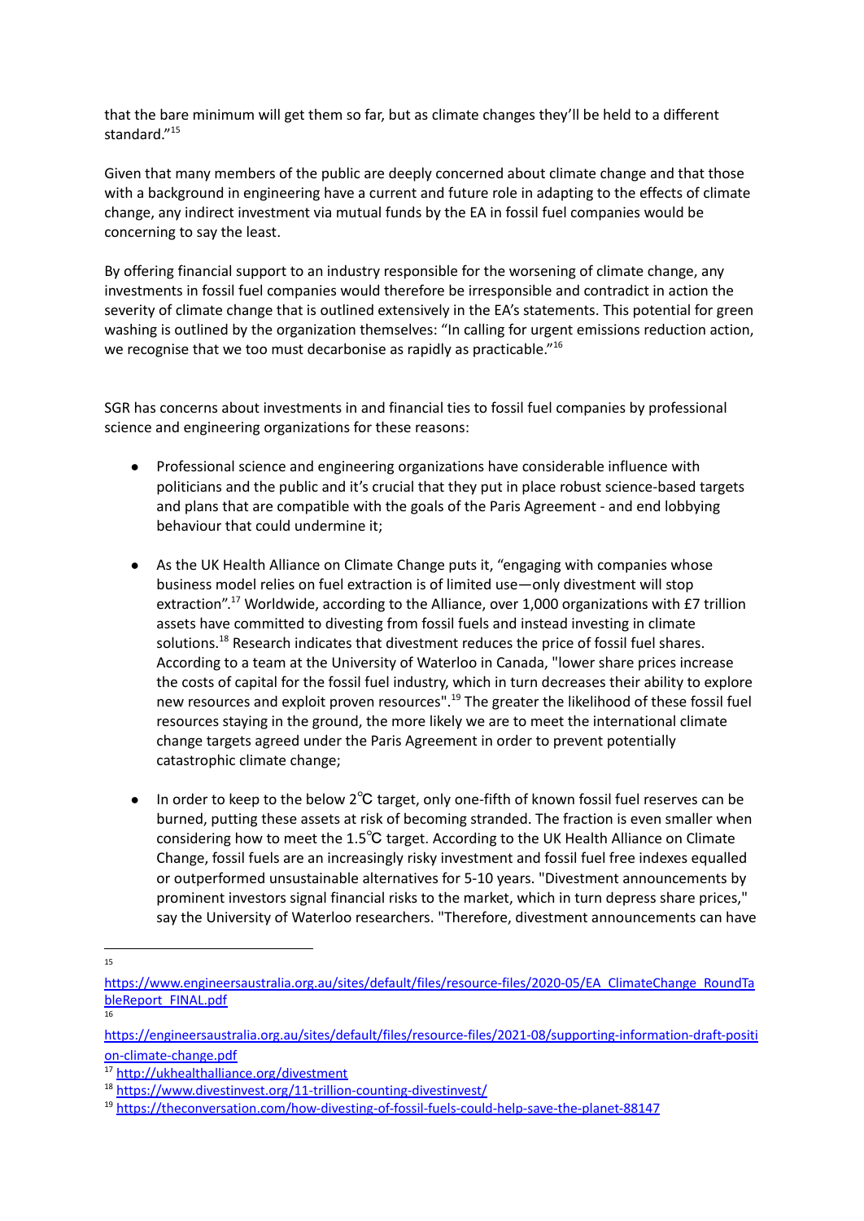that the bare minimum will get them so far, but as climate changes they'll be held to a different standard."[15]

Given that many members of the public are deeply concerned about climate change and that those with a background in engineering have a current and future role in adapting to the effects of climate change, any indirect investment via mutual funds by the EA in fossil fuel companies would be concerning to say the least.

By offering financial support to an industry responsible for the worsening of climate change, any investments in fossil fuel companies would therefore be irresponsible and contradict in action the severity of climate change that is outlined extensively in the EA's statements. This potential for green washing is outlined by the organization themselves: "In calling for urgent emissions reduction action, we recognise that we too must decarbonise as rapidly as practicable."[16]

SGR has concerns about investments in and financial ties to fossil fuel companies by professional science and engineering organizations for these reasons:

- Professional science and engineering organizations have considerable influence with politicians and the public and it's crucial that they put in place robust science-based targets and plans that are compatible with the goals of the Paris Agreement - and end lobbying behaviour that could undermine it;

- As the UK Health Alliance on Climate Change puts it, "engaging with companies whose business model relies on fuel extraction is of limited use—only divestment will stop extraction".[17] Worldwide, according to the Alliance, over 1,000 organizations with £7 trillion assets have committed to divesting from fossil fuels and instead investing in climate solutions.[18] Research indicates that divestment reduces the price of fossil fuel shares. According to a team at the University of Waterloo in Canada, "lower share prices increase the costs of capital for the fossil fuel industry, which in turn decreases their ability to explore new resources and exploit proven resources".[19] The greater the likelihood of these fossil fuel resources staying in the ground, the more likely we are to meet the international climate change targets agreed under the Paris Agreement in order to prevent potentially catastrophic climate change;

- In order to keep to the below 2°C target, only one-fifth of known fossil fuel reserves can be burned, putting these assets at risk of becoming stranded. The fraction is even smaller when considering how to meet the 1.5°C target. According to the UK Health Alliance on Climate Change, fossil fuels are an increasingly risky investment and fossil fuel free indexes equalled or outperformed unsustainable alternatives for 5-10 years. "Divestment announcements by prominent investors signal financial risks to the market, which in turn depress share prices," say the University of Waterloo researchers. "Therefore, divestment announcements can have

---

[15] https://www.engineersaustralia.org.au/sites/default/files/resource-files/2020-05/EA_ClimateChange_RoundTableReport_FINAL.pdf

[16] https://engineersaustralia.org.au/sites/default/files/resource-files/2021-08/supporting-information-draft-position-climate-change.pdf

[17] http://ukhealthalliance.org/divestment

[18] https://www.divestinvest.org/11-trillion-counting-divestinvest/

[19] https://theconversation.com/how-divesting-of-fossil-fuels-could-help-save-the-planet-88147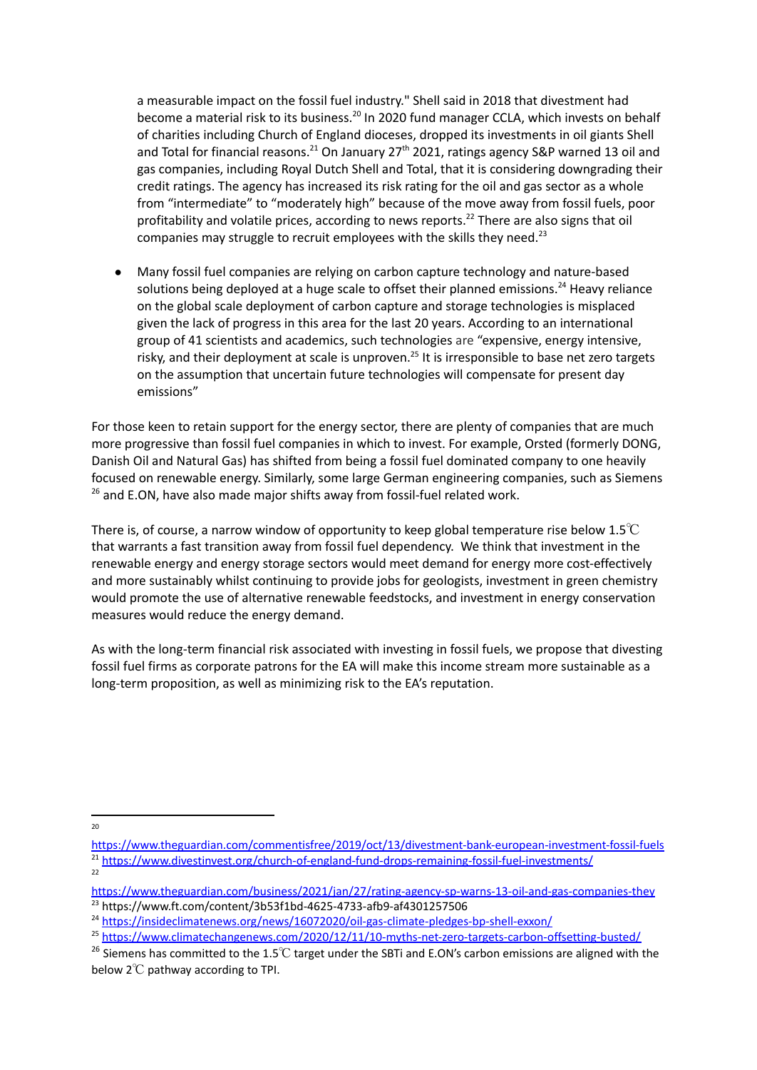a measurable impact on the fossil fuel industry." Shell said in 2018 that divestment had become a material risk to its business.[20] In 2020 fund manager CCLA, which invests on behalf of charities including Church of England dioceses, dropped its investments in oil giants Shell and Total for financial reasons.[21] On January 27th 2021, ratings agency S&P warned 13 oil and gas companies, including Royal Dutch Shell and Total, that it is considering downgrading their credit ratings. The agency has increased its risk rating for the oil and gas sector as a whole from "intermediate" to "moderately high" because of the move away from fossil fuels, poor profitability and volatile prices, according to news reports.[22] There are also signs that oil companies may struggle to recruit employees with the skills they need.[23]

- Many fossil fuel companies are relying on carbon capture technology and nature-based solutions being deployed at a huge scale to offset their planned emissions.[24] Heavy reliance on the global scale deployment of carbon capture and storage technologies is misplaced given the lack of progress in this area for the last 20 years. According to an international group of 41 scientists and academics, such technologies are "expensive, energy intensive, risky, and their deployment at scale is unproven.[25] It is irresponsible to base net zero targets on the assumption that uncertain future technologies will compensate for present day emissions"

For those keen to retain support for the energy sector, there are plenty of companies that are much more progressive than fossil fuel companies in which to invest. For example, Orsted (formerly DONG, Danish Oil and Natural Gas) has shifted from being a fossil fuel dominated company to one heavily focused on renewable energy. Similarly, some large German engineering companies, such as Siemens [26] and E.ON, have also made major shifts away from fossil-fuel related work.

There is, of course, a narrow window of opportunity to keep global temperature rise below 1.5℃ that warrants a fast transition away from fossil fuel dependency. We think that investment in the renewable energy and energy storage sectors would meet demand for energy more cost-effectively and more sustainably whilst continuing to provide jobs for geologists, investment in green chemistry would promote the use of alternative renewable feedstocks, and investment in energy conservation measures would reduce the energy demand.

As with the long-term financial risk associated with investing in fossil fuels, we propose that divesting fossil fuel firms as corporate patrons for the EA will make this income stream more sustainable as a long-term proposition, as well as minimizing risk to the EA's reputation.

---

[20] https://www.theguardian.com/commentisfree/2019/oct/13/divestment-bank-european-investment-fossil-fuels

[21] https://www.divestinvest.org/church-of-england-fund-drops-remaining-fossil-fuel-investments/

[22] https://www.theguardian.com/business/2021/jan/27/rating-agency-sp-warns-13-oil-and-gas-companies-they

[23] https://www.ft.com/content/3b53f1bd-4625-4733-afb9-af4301257506

[24] https://insideclimatenews.org/news/16072020/oil-gas-climate-pledges-bp-shell-exxon/

[25] https://www.climatechangenews.com/2020/12/11/10-myths-net-zero-targets-carbon-offsetting-busted/

[26] Siemens has committed to the 1.5℃ target under the SBTi and E.ON's carbon emissions are aligned with the below 2℃ pathway according to TPI.